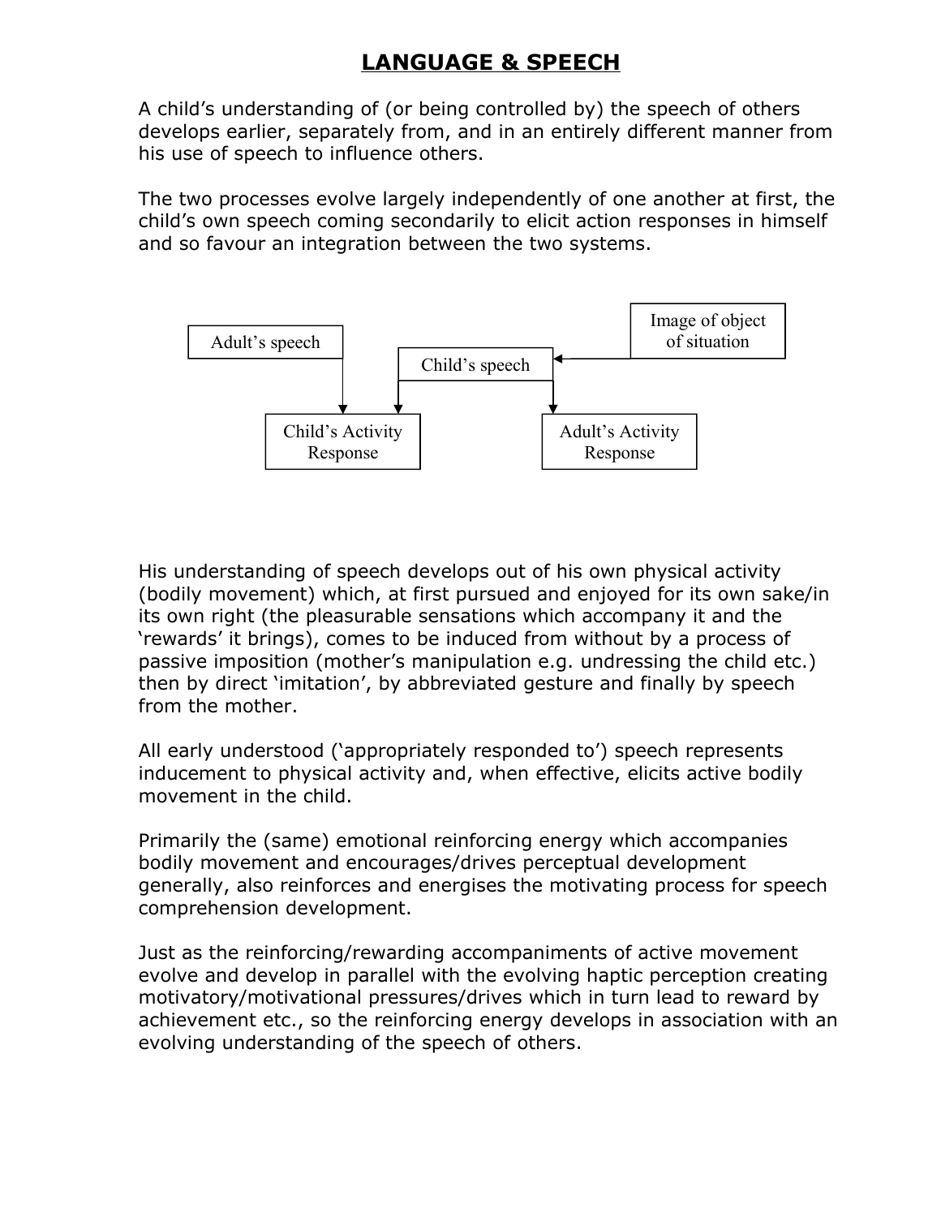# LANGUAGE & SPEECH

A child's understanding of (or being controlled by) the speech of others develops earlier, separately from, and in an entirely different manner from his use of speech to influence others.

The two processes evolve largely independently of one another at first, the child's own speech coming secondarily to elicit action responses in himself and so favour an integration between the two systems.

```
Adult's speech                                  Image of object
      |                 Child's speech  <-----  of situation
      |                  |            |
      v                  v            v
  Child's Activity                 Adult's Activity
  Response                         Response
```

His understanding of speech develops out of his own physical activity (bodily movement) which, at first pursued and enjoyed for its own sake/in its own right (the pleasurable sensations which accompany it and the 'rewards' it brings), comes to be induced from without by a process of passive imposition (mother's manipulation e.g. undressing the child etc.) then by direct 'imitation', by abbreviated gesture and finally by speech from the mother.

All early understood ('appropriately responded to') speech represents inducement to physical activity and, when effective, elicits active bodily movement in the child.

Primarily the (same) emotional reinforcing energy which accompanies bodily movement and encourages/drives perceptual development generally, also reinforces and energises the motivating process for speech comprehension development.

Just as the reinforcing/rewarding accompaniments of active movement evolve and develop in parallel with the evolving haptic perception creating motivatory/motivational pressures/drives which in turn lead to reward by achievement etc., so the reinforcing energy develops in association with an evolving understanding of the speech of others.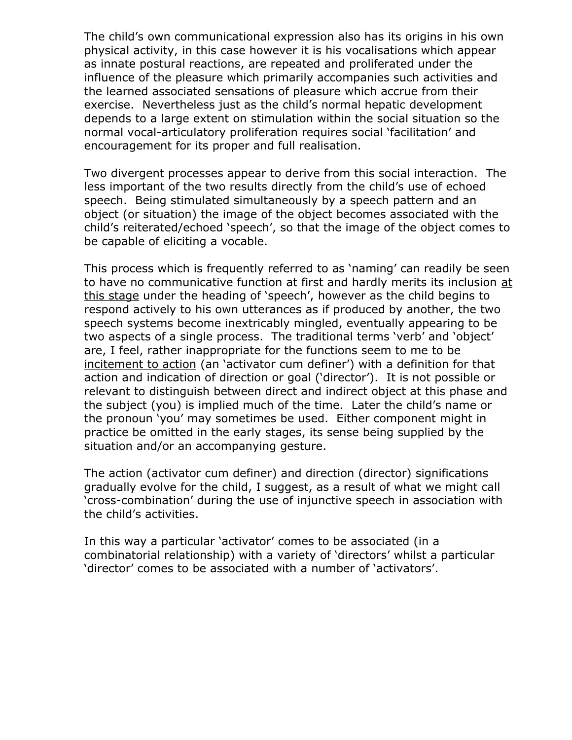The child's own communicational expression also has its origins in his own physical activity, in this case however it is his vocalisations which appear as innate postural reactions, are repeated and proliferated under the influence of the pleasure which primarily accompanies such activities and the learned associated sensations of pleasure which accrue from their exercise. Nevertheless just as the child's normal hepatic development depends to a large extent on stimulation within the social situation so the normal vocal-articulatory proliferation requires social 'facilitation' and encouragement for its proper and full realisation.

Two divergent processes appear to derive from this social interaction. The less important of the two results directly from the child's use of echoed speech. Being stimulated simultaneously by a speech pattern and an object (or situation) the image of the object becomes associated with the child's reiterated/echoed 'speech', so that the image of the object comes to be capable of eliciting a vocable.

This process which is frequently referred to as 'naming' can readily be seen to have no communicative function at first and hardly merits its inclusion <u>at this stage</u> under the heading of 'speech', however as the child begins to respond actively to his own utterances as if produced by another, the two speech systems become inextricably mingled, eventually appearing to be two aspects of a single process. The traditional terms 'verb' and 'object' are, I feel, rather inappropriate for the functions seem to me to be <u>incitement to action</u> (an 'activator cum definer') with a definition for that action and indication of direction or goal ('director'). It is not possible or relevant to distinguish between direct and indirect object at this phase and the subject (you) is implied much of the time. Later the child's name or the pronoun 'you' may sometimes be used. Either component might in practice be omitted in the early stages, its sense being supplied by the situation and/or an accompanying gesture.

The action (activator cum definer) and direction (director) significations gradually evolve for the child, I suggest, as a result of what we might call 'cross-combination' during the use of injunctive speech in association with the child's activities.

In this way a particular 'activator' comes to be associated (in a combinatorial relationship) with a variety of 'directors' whilst a particular 'director' comes to be associated with a number of 'activators'.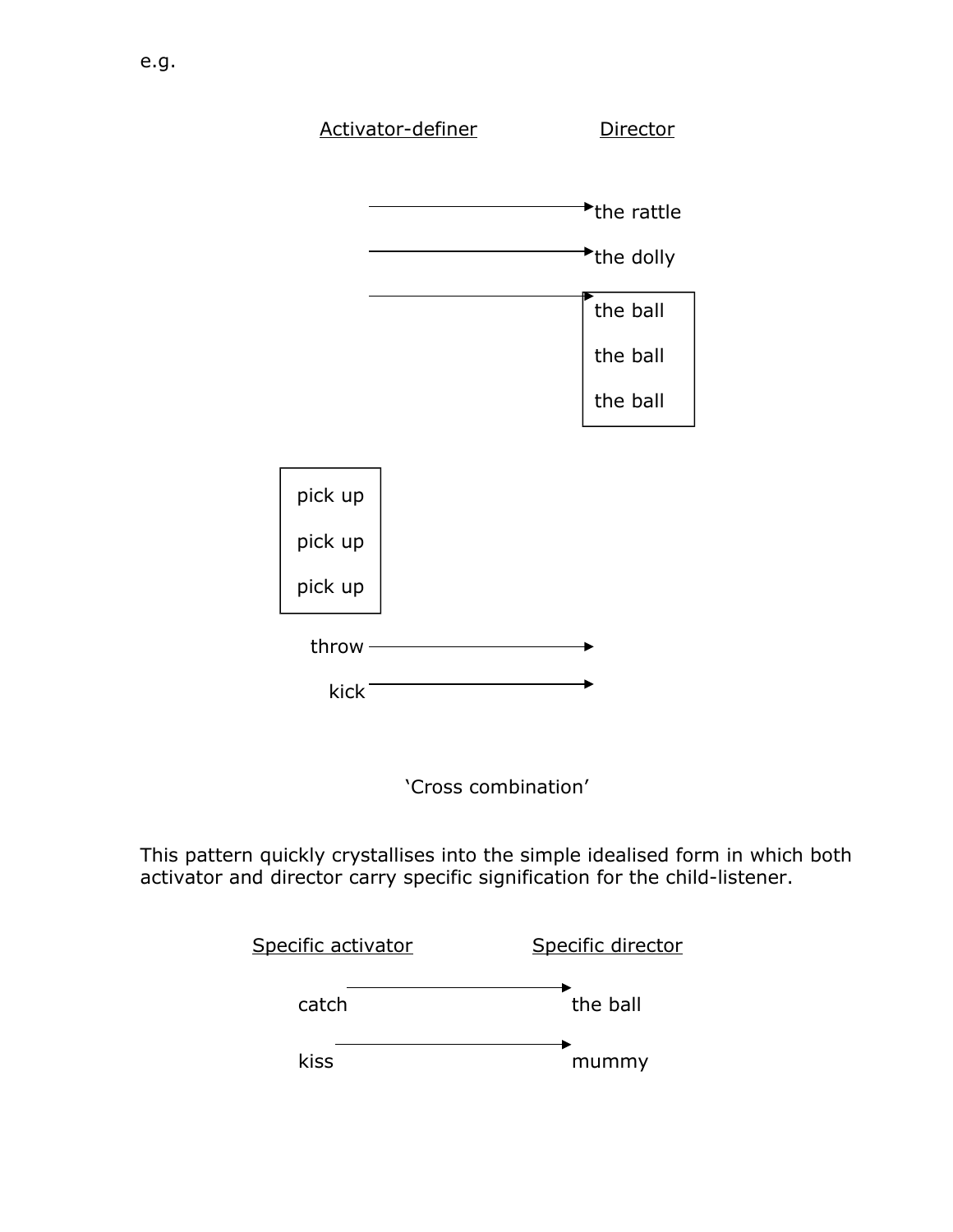e.g.

| Activator-definer | Director |
|---|---|
| → | the rattle |
| → | the dolly |
| → | the ball |
| | the ball |
| | the ball |
| pick up | |
| pick up | |
| pick up | |
| throw → | |
| kick → | |

'Cross combination'

This pattern quickly crystallises into the simple idealised form in which both activator and director carry specific signification for the child-listener.

| Specific activator | Specific director |
|---|---|
| catch → | the ball |
| kiss → | mummy |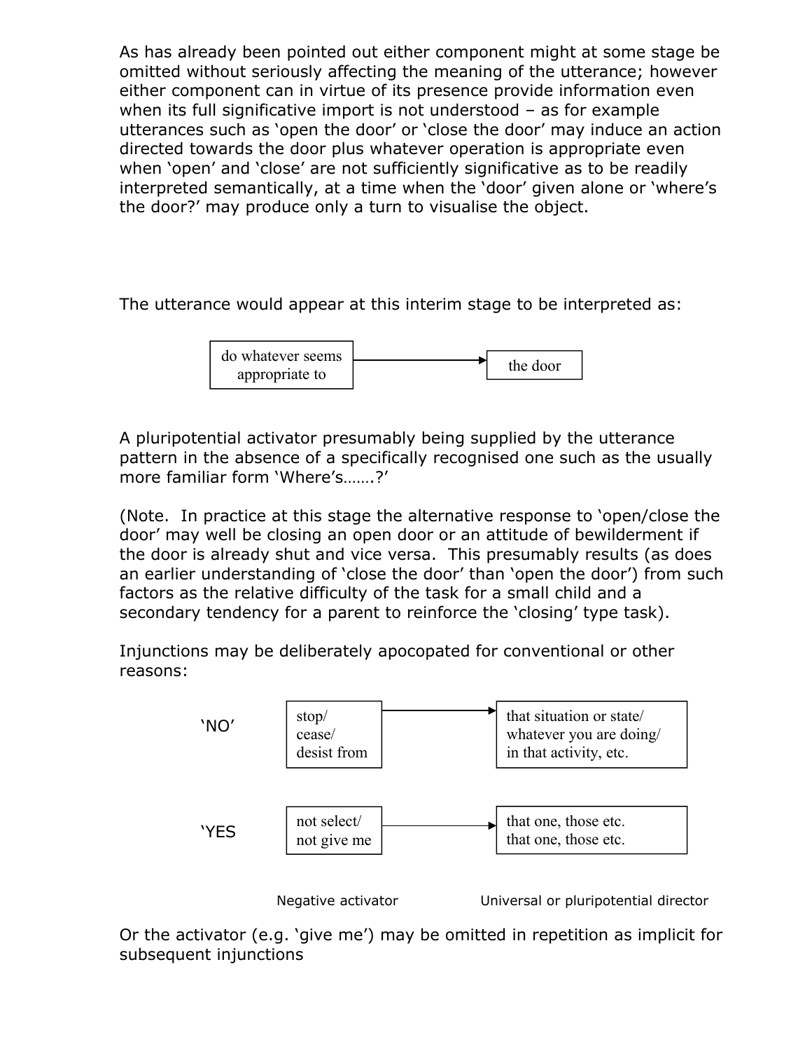As has already been pointed out either component might at some stage be omitted without seriously affecting the meaning of the utterance; however either component can in virtue of its presence provide information even when its full significative import is not understood – as for example utterances such as 'open the door' or 'close the door' may induce an action directed towards the door plus whatever operation is appropriate even when 'open' and 'close' are not sufficiently significative as to be readily interpreted semantically, at a time when the 'door' given alone or 'where's the door?' may produce only a turn to visualise the object.

The utterance would appear at this interim stage to be interpreted as:

[do whatever seems appropriate to] → [the door]

A pluripotential activator presumably being supplied by the utterance pattern in the absence of a specifically recognised one such as the usually more familiar form 'Where's…….?'

(Note. In practice at this stage the alternative response to 'open/close the door' may well be closing an open door or an attitude of bewilderment if the door is already shut and vice versa. This presumably results (as does an earlier understanding of 'close the door' than 'open the door') from such factors as the relative difficulty of the task for a small child and a secondary tendency for a parent to reinforce the 'closing' type task).

Injunctions may be deliberately apocopated for conventional or other reasons:

| | Negative activator | | Universal or pluripotential director |
|---|---|---|---|
| 'NO' | stop/ cease/ desist from | → | that situation or state/ whatever you are doing/ in that activity, etc. |
| 'YES | not select/ not give me | → | that one, those etc. that one, those etc. |

Or the activator (e.g. 'give me') may be omitted in repetition as implicit for subsequent injunctions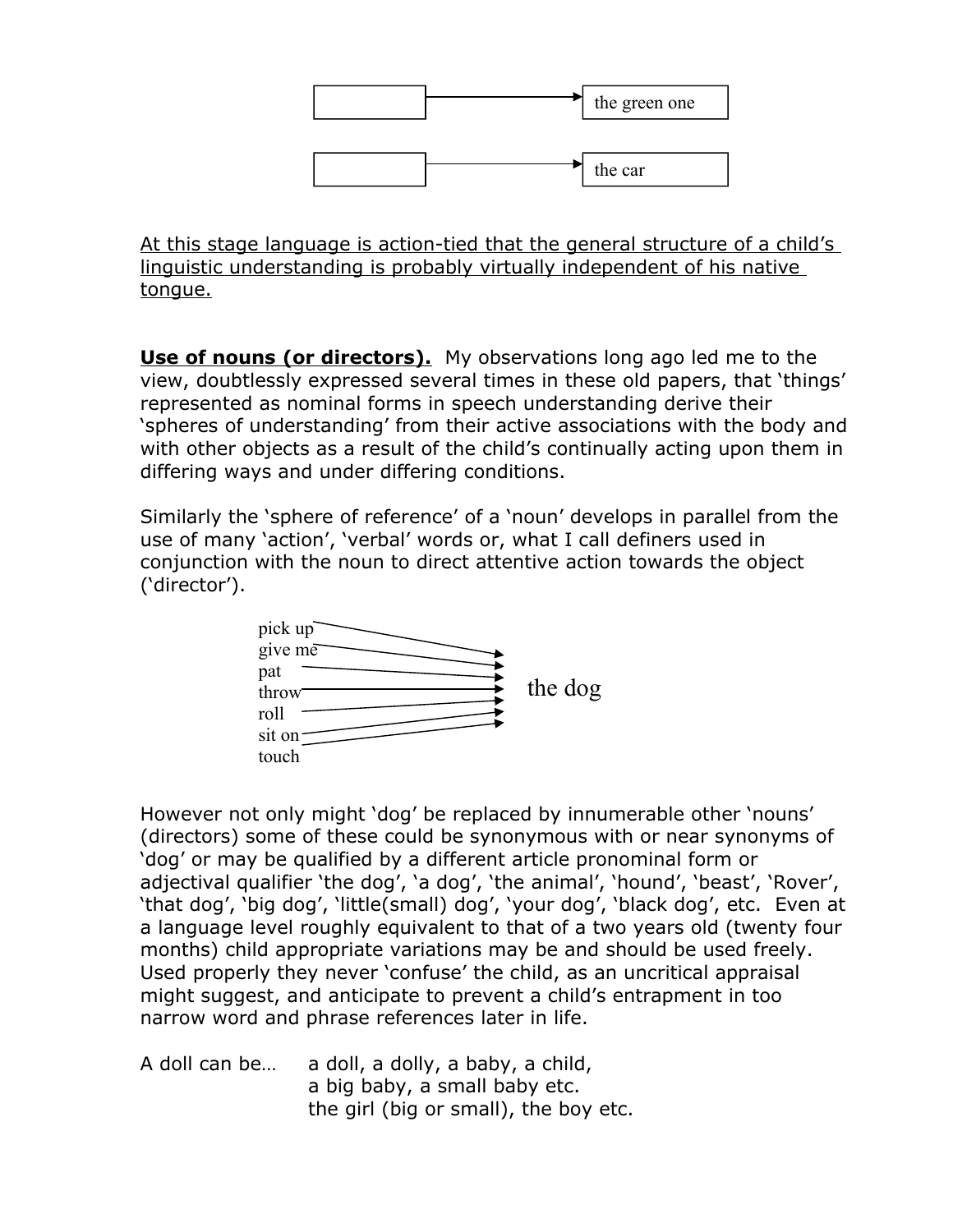| | | |
|---|---|---|
| | → | the green one |
| | → | the car |

<u>At this stage language is action-tied that the general structure of a child's linguistic understanding is probably virtually independent of his native tongue.</u>

**<u>Use of nouns (or directors).</u>** My observations long ago led me to the view, doubtlessly expressed several times in these old papers, that 'things' represented as nominal forms in speech understanding derive their 'spheres of understanding' from their active associations with the body and with other objects as a result of the child's continually acting upon them in differing ways and under differing conditions.

Similarly the 'sphere of reference' of a 'noun' develops in parallel from the use of many 'action', 'verbal' words or, what I call definers used in conjunction with the noun to direct attentive action towards the object ('director').

```
pick up  →
give me  →
pat      →
throw    →   the dog
roll     →
sit on   →
touch    →
```

However not only might 'dog' be replaced by innumerable other 'nouns' (directors) some of these could be synonymous with or near synonyms of 'dog' or may be qualified by a different article pronominal form or adjectival qualifier 'the dog', 'a dog', 'the animal', 'hound', 'beast', 'Rover', 'that dog', 'big dog', 'little(small) dog', 'your dog', 'black dog', etc. Even at a language level roughly equivalent to that of a two years old (twenty four months) child appropriate variations may be and should be used freely. Used properly they never 'confuse' the child, as an uncritical appraisal might suggest, and anticipate to prevent a child's entrapment in too narrow word and phrase references later in life.

A doll can be… a doll, a dolly, a baby, a child,
a big baby, a small baby etc.
the girl (big or small), the boy etc.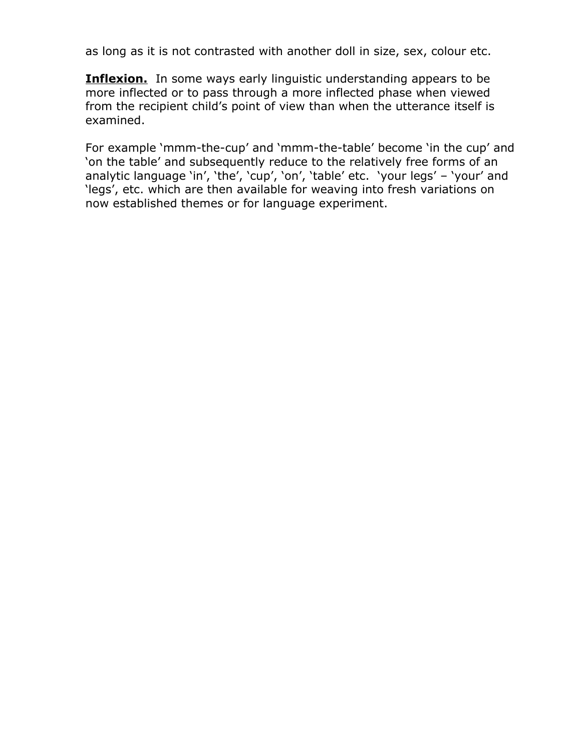as long as it is not contrasted with another doll in size, sex, colour etc.

**Inflexion.** In some ways early linguistic understanding appears to be more inflected or to pass through a more inflected phase when viewed from the recipient child's point of view than when the utterance itself is examined.

For example 'mmm-the-cup' and 'mmm-the-table' become 'in the cup' and 'on the table' and subsequently reduce to the relatively free forms of an analytic language 'in', 'the', 'cup', 'on', 'table' etc. 'your legs' – 'your' and 'legs', etc. which are then available for weaving into fresh variations on now established themes or for language experiment.